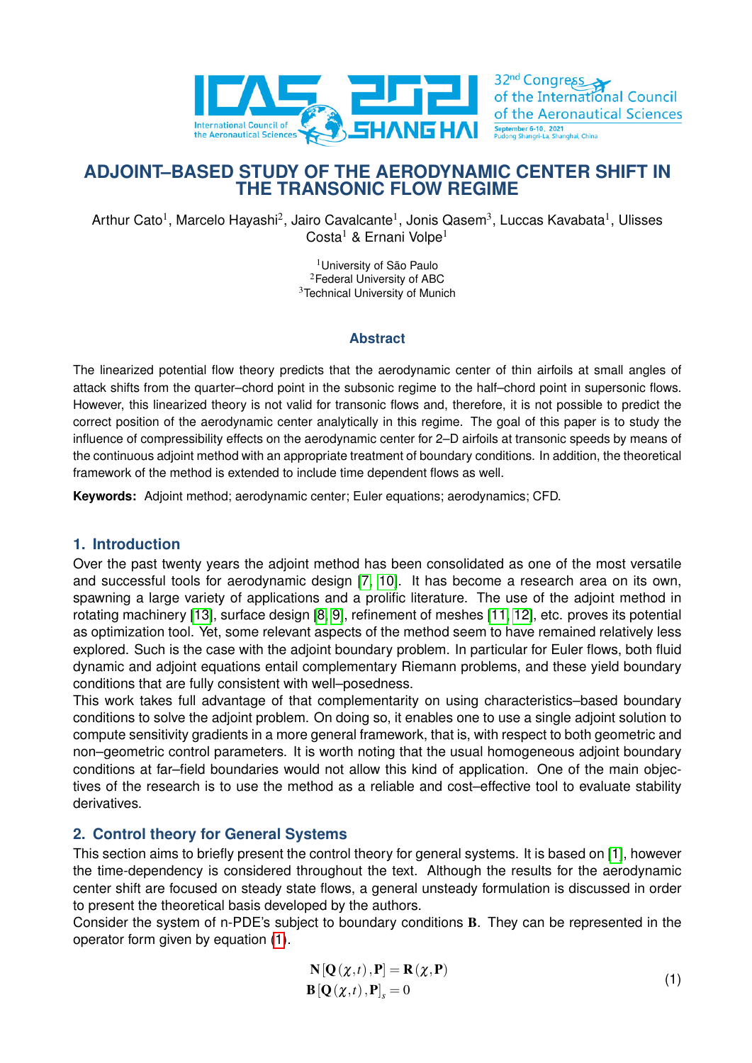# ADJOINT–BASED STUDY OF THE AERODYNAMIC CENTER SHIFT IN THE TRANSONIC FLOW REGIME

Arthur Cato[1], Marcelo Hayashi[2], Jairo Cavalcante[1], Jonis Qasem[3], Luccas Kavabata[1], Ulisses Costa[1] & Ernani Volpe[1]

[1]University of São Paulo
[2]Federal University of ABC
[3]Technical University of Munich

### Abstract

The linearized potential flow theory predicts that the aerodynamic center of thin airfoils at small angles of attack shifts from the quarter–chord point in the subsonic regime to the half–chord point in supersonic flows. However, this linearized theory is not valid for transonic flows and, therefore, it is not possible to predict the correct position of the aerodynamic center analytically in this regime. The goal of this paper is to study the influence of compressibility effects on the aerodynamic center for 2–D airfoils at transonic speeds by means of the continuous adjoint method with an appropriate treatment of boundary conditions. In addition, the theoretical framework of the method is extended to include time dependent flows as well.

**Keywords:** Adjoint method; aerodynamic center; Euler equations; aerodynamics; CFD.

## 1. Introduction

Over the past twenty years the adjoint method has been consolidated as one of the most versatile and successful tools for aerodynamic design [7, 10]. It has become a research area on its own, spawning a large variety of applications and a prolific literature. The use of the adjoint method in rotating machinery [13], surface design [8, 9], refinement of meshes [11, 12], etc. proves its potential as optimization tool. Yet, some relevant aspects of the method seem to have remained relatively less explored. Such is the case with the adjoint boundary problem. In particular for Euler flows, both fluid dynamic and adjoint equations entail complementary Riemann problems, and these yield boundary conditions that are fully consistent with well–posedness.

This work takes full advantage of that complementarity on using characteristics–based boundary conditions to solve the adjoint problem. On doing so, it enables one to use a single adjoint solution to compute sensitivity gradients in a more general framework, that is, with respect to both geometric and non–geometric control parameters. It is worth noting that the usual homogeneous adjoint boundary conditions at far–field boundaries would not allow this kind of application. One of the main objectives of the research is to use the method as a reliable and cost–effective tool to evaluate stability derivatives.

## 2. Control theory for General Systems

This section aims to briefly present the control theory for general systems. It is based on [1], however the time-dependency is considered throughout the text. Although the results for the aerodynamic center shift are focused on steady state flows, a general unsteady formulation is discussed in order to present the theoretical basis developed by the authors.

Consider the system of n-PDE's subject to boundary conditions $\mathbf{B}$. They can be represented in the operator form given by equation (1).

$$
\begin{aligned}
\mathbf{N}\left[\mathbf{Q}\left(\chi,t\right),\mathbf{P}\right] &= \mathbf{R}\left(\chi,\mathbf{P}\right) \\
\mathbf{B}\left[\mathbf{Q}\left(\chi,t\right),\mathbf{P}\right]_{s} &= 0
\end{aligned}
\tag{1}
$$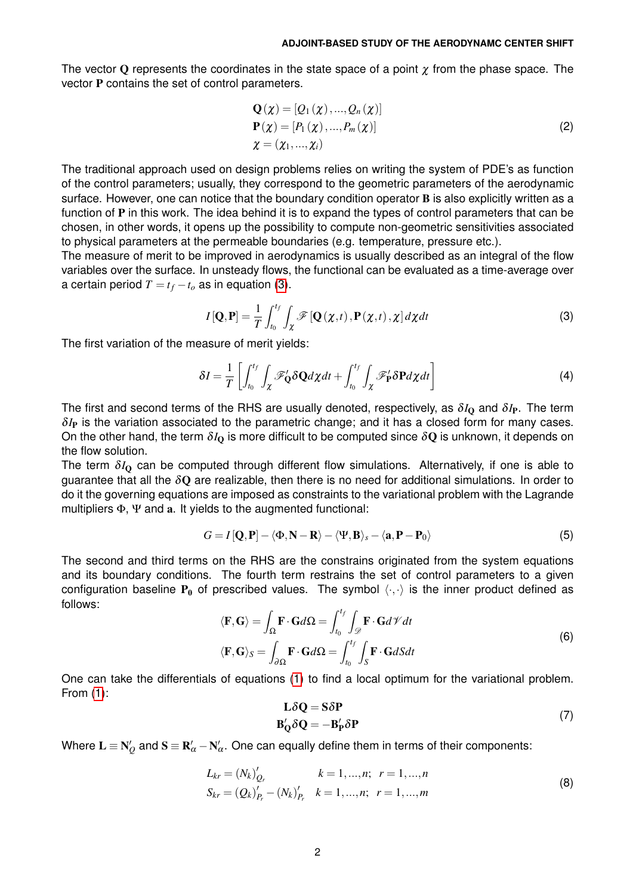The vector $\mathbf{Q}$ represents the coordinates in the state space of a point $\chi$ from the phase space. The vector $\mathbf{P}$ contains the set of control parameters.

$$
\begin{aligned}
\mathbf{Q}(\chi) &= [Q_1(\chi), ..., Q_n(\chi)] \\
\mathbf{P}(\chi) &= [P_1(\chi), ..., P_m(\chi)] \\
\chi &= (\chi_1, ..., \chi_i)
\end{aligned}
\tag{2}
$$

The traditional approach used on design problems relies on writing the system of PDE's as function of the control parameters; usually, they correspond to the geometric parameters of the aerodynamic surface. However, one can notice that the boundary condition operator $\mathbf{B}$ is also explicitly written as a function of $\mathbf{P}$ in this work. The idea behind it is to expand the types of control parameters that can be chosen, in other words, it opens up the possibility to compute non-geometric sensitivities associated to physical parameters at the permeable boundaries (e.g. temperature, pressure etc.).

The measure of merit to be improved in aerodynamics is usually described as an integral of the flow variables over the surface. In unsteady flows, the functional can be evaluated as a time-average over a certain period $T = t_f - t_o$ as in equation (3).

$$
I[\mathbf{Q}, \mathbf{P}] = \frac{1}{T} \int_{t_0}^{t_f} \int_{\chi} \mathscr{F}[\mathbf{Q}(\chi, t), \mathbf{P}(\chi, t), \chi] \, d\chi dt \tag{3}
$$

The first variation of the measure of merit yields:

$$
\delta I = \frac{1}{T} \left[ \int_{t_0}^{t_f} \int_{\chi} \mathscr{F}'_{\mathbf{Q}} \delta \mathbf{Q} d\chi dt + \int_{t_0}^{t_f} \int_{\chi} \mathscr{F}'_{\mathbf{P}} \delta \mathbf{P} d\chi dt \right] \tag{4}
$$

The first and second terms of the RHS are usually denoted, respectively, as $\delta I_{\mathbf{Q}}$ and $\delta I_{\mathbf{P}}$. The term $\delta I_{\mathbf{P}}$ is the variation associated to the parametric change; and it has a closed form for many cases. On the other hand, the term $\delta I_{\mathbf{Q}}$ is more difficult to be computed since $\delta \mathbf{Q}$ is unknown, it depends on the flow solution.

The term $\delta I_{\mathbf{Q}}$ can be computed through different flow simulations. Alternatively, if one is able to guarantee that all the $\delta \mathbf{Q}$ are realizable, then there is no need for additional simulations. In order to do it the governing equations are imposed as constraints to the variational problem with the Lagrande multipliers $\Phi$, $\Psi$ and $\mathbf{a}$. It yields to the augmented functional:

$$
G = I[\mathbf{Q}, \mathbf{P}] - \langle \Phi, \mathbf{N} - \mathbf{R} \rangle - \langle \Psi, \mathbf{B} \rangle_s - \langle \mathbf{a}, \mathbf{P} - \mathbf{P}_0 \rangle \tag{5}
$$

The second and third terms on the RHS are the constrains originated from the system equations and its boundary conditions. The fourth term restrains the set of control parameters to a given configuration baseline $\mathbf{P_0}$ of prescribed values. The symbol $\langle \cdot, \cdot \rangle$ is the inner product defined as follows:

$$
\begin{aligned}
\langle \mathbf{F}, \mathbf{G} \rangle &= \int_{\Omega} \mathbf{F} \cdot \mathbf{G} d\Omega = \int_{t_0}^{t_f} \int_{\mathscr{D}} \mathbf{F} \cdot \mathbf{G} d\mathscr{V} dt \\
\langle \mathbf{F}, \mathbf{G} \rangle_S &= \int_{\partial\Omega} \mathbf{F} \cdot \mathbf{G} d\Omega = \int_{t_0}^{t_f} \int_{S} \mathbf{F} \cdot \mathbf{G} dS dt
\end{aligned}
\tag{6}
$$

One can take the differentials of equations (1) to find a local optimum for the variational problem. From (1):

$$
\begin{aligned}
\mathbf{L} \delta \mathbf{Q} &= \mathbf{S} \delta \mathbf{P} \\
\mathbf{B}'_{\mathbf{Q}} \delta \mathbf{Q} &= -\mathbf{B}'_{\mathbf{P}} \delta \mathbf{P}
\end{aligned}
\tag{7}
$$

Where $\mathbf{L} \equiv \mathbf{N}'_Q$ and $\mathbf{S} \equiv \mathbf{R}'_\alpha - \mathbf{N}'_\alpha$. One can equally define them in terms of their components:

$$
\begin{aligned}
L_{kr} &= (N_k)'_{Q_r} \qquad\qquad\; k = 1, ..., n; \;\; r = 1, ..., n \\
S_{kr} &= (Q_k)'_{P_r} - (N_k)'_{P_r} \quad k = 1, ..., n; \;\; r = 1, ..., m
\end{aligned}
\tag{8}
$$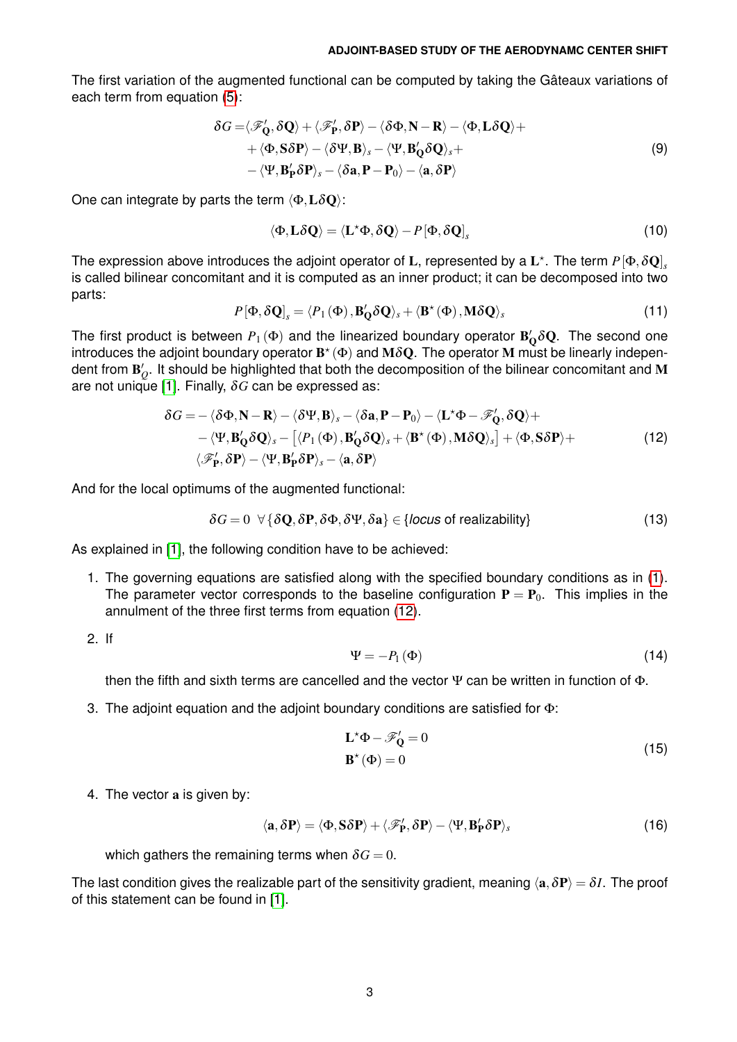The first variation of the augmented functional can be computed by taking the Gâteaux variations of each term from equation (5):

$$
\begin{aligned}
\delta G =& \langle \mathscr{F}'_{\mathbf{Q}}, \delta \mathbf{Q} \rangle + \langle \mathscr{F}'_{\mathbf{P}}, \delta \mathbf{P} \rangle - \langle \delta \Phi, \mathbf{N} - \mathbf{R} \rangle - \langle \Phi, \mathbf{L} \delta \mathbf{Q} \rangle + \\
&+ \langle \Phi, \mathbf{S} \delta \mathbf{P} \rangle - \langle \delta \Psi, \mathbf{B} \rangle_s - \langle \Psi, \mathbf{B}'_{\mathbf{Q}} \delta \mathbf{Q} \rangle_s + \\
&- \langle \Psi, \mathbf{B}'_{\mathbf{P}} \delta \mathbf{P} \rangle_s - \langle \delta \mathbf{a}, \mathbf{P} - \mathbf{P}_0 \rangle - \langle \mathbf{a}, \delta \mathbf{P} \rangle
\end{aligned} \tag{9}
$$

One can integrate by parts the term $\langle \Phi, \mathbf{L}\delta\mathbf{Q} \rangle$:

$$
\langle \Phi, \mathbf{L} \delta \mathbf{Q} \rangle = \langle \mathbf{L}^{\star} \Phi, \delta \mathbf{Q} \rangle - P\left[\Phi, \delta \mathbf{Q}\right]_s \tag{10}
$$

The expression above introduces the adjoint operator of $\mathbf{L}$, represented by a $\mathbf{L}^{\star}$. The term $P\left[\Phi, \delta \mathbf{Q}\right]_s$ is called bilinear concomitant and it is computed as an inner product; it can be decomposed into two parts:

$$
P\left[\Phi, \delta \mathbf{Q}\right]_s = \langle P_1(\Phi), \mathbf{B}'_{\mathbf{Q}} \delta \mathbf{Q} \rangle_s + \langle \mathbf{B}^{\star}(\Phi), \mathbf{M} \delta \mathbf{Q} \rangle_s \tag{11}
$$

The first product is between $P_1(\Phi)$ and the linearized boundary operator $\mathbf{B}'_{\mathbf{Q}}\delta\mathbf{Q}$. The second one introduces the adjoint boundary operator $\mathbf{B}^{\star}(\Phi)$ and $\mathbf{M}\delta\mathbf{Q}$. The operator $\mathbf{M}$ must be linearly independent from $\mathbf{B}'_{Q}$. It should be highlighted that both the decomposition of the bilinear concomitant and $\mathbf{M}$ are not unique [1]. Finally, $\delta G$ can be expressed as:

$$
\begin{aligned}
\delta G =& - \langle \delta \Phi, \mathbf{N} - \mathbf{R} \rangle - \langle \delta \Psi, \mathbf{B} \rangle_s - \langle \delta \mathbf{a}, \mathbf{P} - \mathbf{P}_0 \rangle - \langle \mathbf{L}^{\star} \Phi - \mathscr{F}'_{\mathbf{Q}}, \delta \mathbf{Q} \rangle + \\
&- \langle \Psi, \mathbf{B}'_{\mathbf{Q}} \delta \mathbf{Q} \rangle_s - \left[ \langle P_1(\Phi), \mathbf{B}'_{\mathbf{Q}} \delta \mathbf{Q} \rangle_s + \langle \mathbf{B}^{\star}(\Phi), \mathbf{M} \delta \mathbf{Q} \rangle_s \right] + \langle \Phi, \mathbf{S} \delta \mathbf{P} \rangle + \\
& \langle \mathscr{F}'_{\mathbf{P}}, \delta \mathbf{P} \rangle - \langle \Psi, \mathbf{B}'_{\mathbf{P}} \delta \mathbf{P} \rangle_s - \langle \mathbf{a}, \delta \mathbf{P} \rangle
\end{aligned} \tag{12}
$$

And for the local optimums of the augmented functional:

$$
\delta G = 0 \quad \forall \{\delta \mathbf{Q}, \delta \mathbf{P}, \delta \Phi, \delta \Psi, \delta \mathbf{a}\} \in \{\textit{locus} \text{ of realizability}\} \tag{13}
$$

As explained in [1], the following condition have to be achieved:

1. The governing equations are satisfied along with the specified boundary conditions as in (1). The parameter vector corresponds to the baseline configuration $\mathbf{P} = \mathbf{P}_0$. This implies in the annulment of the three first terms from equation (12).

2. If

$$
\Psi = -P_1(\Phi) \tag{14}
$$

   then the fifth and sixth terms are cancelled and the vector $\Psi$ can be written in function of $\Phi$.

3. The adjoint equation and the adjoint boundary conditions are satisfied for $\Phi$:

$$
\begin{aligned}
\mathbf{L}^{\star} \Phi - \mathscr{F}'_{\mathbf{Q}} &= 0 \\
\mathbf{B}^{\star}(\Phi) &= 0
\end{aligned} \tag{15}
$$

4. The vector $\mathbf{a}$ is given by:

$$
\langle \mathbf{a}, \delta \mathbf{P} \rangle = \langle \Phi, \mathbf{S} \delta \mathbf{P} \rangle + \langle \mathscr{F}'_{\mathbf{P}}, \delta \mathbf{P} \rangle - \langle \Psi, \mathbf{B}'_{\mathbf{P}} \delta \mathbf{P} \rangle_s \tag{16}
$$

   which gathers the remaining terms when $\delta G = 0$.

The last condition gives the realizable part of the sensitivity gradient, meaning $\langle \mathbf{a}, \delta \mathbf{P} \rangle = \delta I$. The proof of this statement can be found in [1].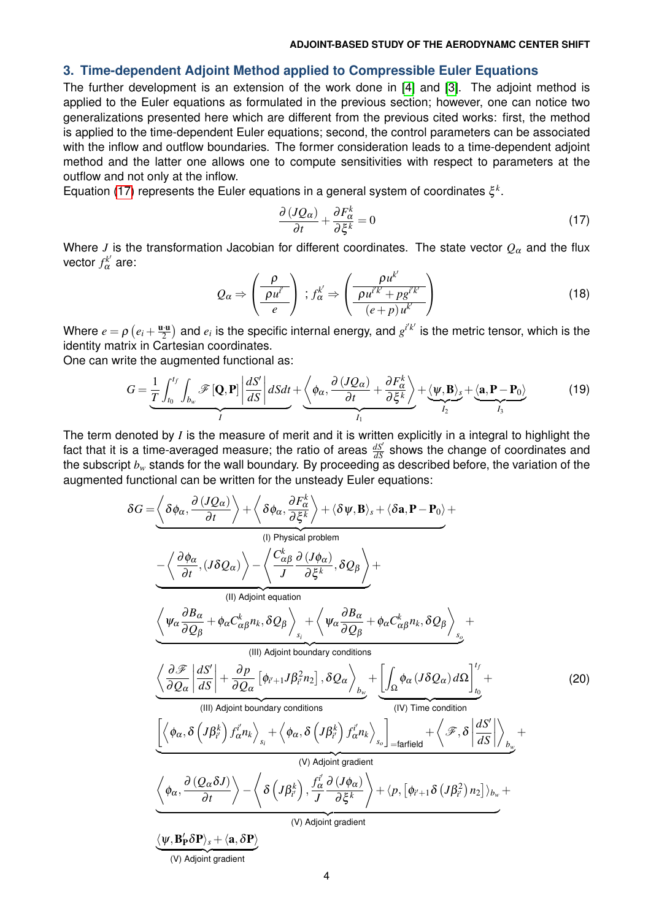## 3. Time-dependent Adjoint Method applied to Compressible Euler Equations

The further development is an extension of the work done in [4] and [3]. The adjoint method is applied to the Euler equations as formulated in the previous section; however, one can notice two generalizations presented here which are different from the previous cited works: first, the method is applied to the time-dependent Euler equations; second, the control parameters can be associated with the inflow and outflow boundaries. The former consideration leads to a time-dependent adjoint method and the latter one allows one to compute sensitivities with respect to parameters at the outflow and not only at the inflow.

Equation (17) represents the Euler equations in a general system of coordinates $\xi^k$.

$$\frac{\partial (JQ_\alpha)}{\partial t} + \frac{\partial F^k_\alpha}{\partial \xi^k} = 0 \tag{17}$$

Where $J$ is the transformation Jacobian for different coordinates. The state vector $Q_\alpha$ and the flux vector $f^{k'}_\alpha$ are:

$$Q_\alpha \Rightarrow \begin{pmatrix} \rho \\ \hline \rho u^{i'} \\ \hline e \end{pmatrix} \; ; f^{k'}_\alpha \Rightarrow \begin{pmatrix} \rho u^{k'} \\ \hline \rho u^{i'k'} + p g^{i'k'} \\ \hline (e+p)\, u^{k'} \end{pmatrix} \tag{18}$$

Where $e = \rho\left(e_i + \frac{\mathbf{u}\cdot\mathbf{u}}{2}\right)$ and $e_i$ is the specific internal energy, and $g^{i'k'}$ is the metric tensor, which is the identity matrix in Cartesian coordinates.

One can write the augmented functional as:

$$G = \underbrace{\frac{1}{T}\int_{t_0}^{t_f}\int_{b_w} \mathscr{F}[\mathbf{Q},\mathbf{P}] \left|\frac{dS'}{dS}\right| dS dt}_{I} + \underbrace{\left\langle \phi_\alpha, \frac{\partial (JQ_\alpha)}{\partial t} + \frac{\partial F^k_\alpha}{\partial \xi^k} \right\rangle}_{I_1} + \underbrace{\langle \psi, \mathbf{B} \rangle_s}_{I_2} + \underbrace{\langle \mathbf{a}, \mathbf{P} - \mathbf{P}_0 \rangle}_{I_3} \tag{19}$$

The term denoted by $I$ is the measure of merit and it is written explicitly in a integral to highlight the fact that it is a time-averaged measure; the ratio of areas $\frac{dS'}{dS}$ shows the change of coordinates and the subscript $b_w$ stands for the wall boundary. By proceeding as described before, the variation of the augmented functional can be written for the unsteady Euler equations:

$$
\begin{aligned}
\delta G = & \underbrace{\left\langle \delta\phi_\alpha, \frac{\partial (JQ_\alpha)}{\partial t} \right\rangle + \left\langle \delta\phi_\alpha, \frac{\partial F^k_\alpha}{\partial \xi^k} \right\rangle + \langle \delta\psi, \mathbf{B} \rangle_s + \langle \delta\mathbf{a}, \mathbf{P} - \mathbf{P}_0 \rangle}_{\text{(I) Physical problem}} + \\
& \underbrace{-\left\langle \frac{\partial \phi_\alpha}{\partial t}, (J\delta Q_\alpha) \right\rangle - \left\langle \frac{C^k_{\alpha\beta}}{J}\frac{\partial (J\phi_\alpha)}{\partial \xi^k}, \delta Q_\beta \right\rangle}_{\text{(II) Adjoint equation}} + \\
& \underbrace{\left\langle \psi_\alpha \frac{\partial B_\alpha}{\partial Q_\beta} + \phi_\alpha C^k_{\alpha\beta} n_k, \delta Q_\beta \right\rangle_{s_i} + \left\langle \psi_\alpha \frac{\partial B_\alpha}{\partial Q_\beta} + \phi_\alpha C^k_{\alpha\beta} n_k, \delta Q_\beta \right\rangle_{s_o}}_{\text{(III) Adjoint boundary conditions}} + \\
& \underbrace{\left\langle \frac{\partial \mathscr{F}}{\partial Q_\alpha}\left|\frac{dS'}{dS}\right| + \frac{\partial p}{\partial Q_\alpha}\left[\phi_{i'+1} J\beta^2_{i'} n_2\right], \delta Q_\alpha \right\rangle_{b_w}}_{\text{(III) Adjoint boundary conditions}} + \underbrace{\left[\int_\Omega \phi_\alpha (J\delta Q_\alpha)\, d\Omega\right]_{t_0}^{t_f}}_{\text{(IV) Time condition}} + \\
& \underbrace{\left[\left\langle \phi_\alpha, \delta\left(J\beta^k_{i'}\right) f^{i'}_\alpha n_k \right\rangle_{s_i} + \left\langle \phi_\alpha, \delta\left(J\beta^k_{i'}\right) f^{i'}_\alpha n_k \right\rangle_{s_o}\right]_{=\text{farfield}} + \left\langle \mathscr{F}, \delta\left|\frac{dS'}{dS}\right| \right\rangle_{b_w}}_{\text{(V) Adjoint gradient}} + \\
& \underbrace{\left\langle \phi_\alpha, \frac{\partial (Q_\alpha \delta J)}{\partial t} \right\rangle - \left\langle \delta\left(J\beta^k_{i'}\right), \frac{f^{i'}_\alpha}{J}\frac{\partial (J\phi_\alpha)}{\partial \xi^k} \right\rangle + \langle p, \left[\phi_{i'+1}\delta\left(J\beta^2_{i'}\right) n_2\right] \rangle_{b_w}}_{\text{(V) Adjoint gradient}} + \\
& \underbrace{\langle \psi, \mathbf{B}'_{\mathbf{P}} \delta\mathbf{P} \rangle_s + \langle \mathbf{a}, \delta\mathbf{P} \rangle}_{\text{(V) Adjoint gradient}}
\end{aligned} \tag{20}
$$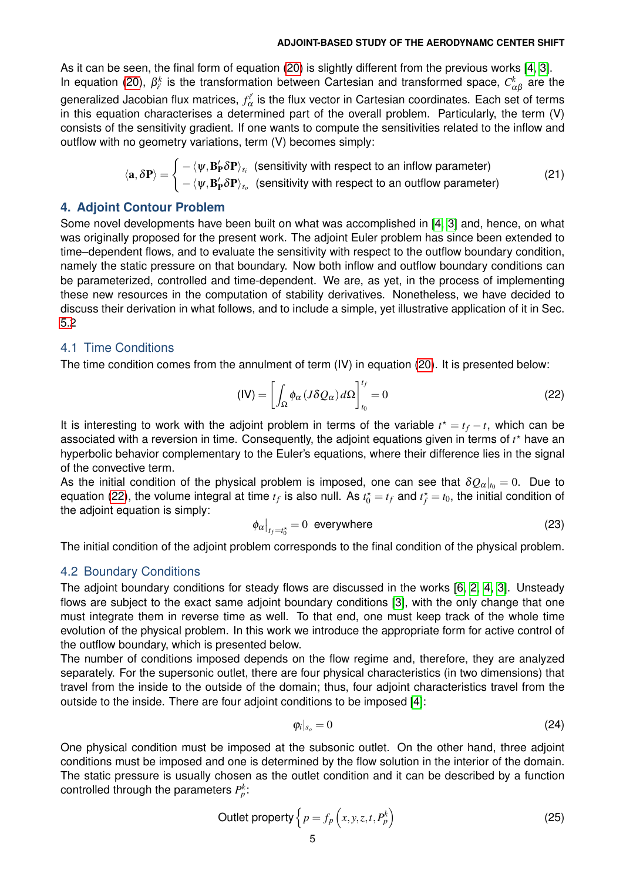As it can be seen, the final form of equation (20) is slightly different from the previous works [4, 3]. In equation (20), $\beta^k_{i'}$ is the transformation between Cartesian and transformed space, $C^k_{\alpha\beta}$ are the generalized Jacobian flux matrices, $f^{i'}_{\alpha}$ is the flux vector in Cartesian coordinates. Each set of terms in this equation characterises a determined part of the overall problem. Particularly, the term (V) consists of the sensitivity gradient. If one wants to compute the sensitivities related to the inflow and outflow with no geometry variations, term (V) becomes simply:

$$\langle \mathbf{a}, \delta \mathbf{P} \rangle = \begin{cases} -\langle \psi, \mathbf{B}'_{\mathbf{P}} \delta \mathbf{P} \rangle_{s_i} & \text{(sensitivity with respect to an inflow parameter)} \\ -\langle \psi, \mathbf{B}'_{\mathbf{P}} \delta \mathbf{P} \rangle_{s_o} & \text{(sensitivity with respect to an outflow parameter)} \end{cases} \tag{21}$$

## 4. Adjoint Contour Problem

Some novel developments have been built on what was accomplished in [4, 3] and, hence, on what was originally proposed for the present work. The adjoint Euler problem has since been extended to time–dependent flows, and to evaluate the sensitivity with respect to the outflow boundary condition, namely the static pressure on that boundary. Now both inflow and outflow boundary conditions can be parameterized, controlled and time-dependent. We are, as yet, in the process of implementing these new resources in the computation of stability derivatives. Nonetheless, we have decided to discuss their derivation in what follows, and to include a simple, yet illustrative application of it in Sec. 5.2

### 4.1 Time Conditions

The time condition comes from the annulment of term (IV) in equation (20). It is presented below:

$$(\text{IV}) = \left[ \int_{\Omega} \phi_{\alpha} \left( J \delta Q_{\alpha} \right) d\Omega \right]_{t_0}^{t_f} = 0 \tag{22}$$

It is interesting to work with the adjoint problem in terms of the variable $t^{\star} = t_f - t$, which can be associated with a reversion in time. Consequently, the adjoint equations given in terms of $t^{\star}$ have an hyperbolic behavior complementary to the Euler's equations, where their difference lies in the signal of the convective term.

As the initial condition of the physical problem is imposed, one can see that $\delta Q_{\alpha}|_{t_0} = 0$. Due to equation (22), the volume integral at time $t_f$ is also null. As $t^{\star}_0 = t_f$ and $t^{\star}_f = t_0$, the initial condition of the adjoint equation is simply:

$$\phi_{\alpha}\big|_{t_f = t^{\star}_0} = 0 \;\; \text{everywhere} \tag{23}$$

The initial condition of the adjoint problem corresponds to the final condition of the physical problem.

### 4.2 Boundary Conditions

The adjoint boundary conditions for steady flows are discussed in the works [6, 2, 4, 3]. Unsteady flows are subject to the exact same adjoint boundary conditions [3], with the only change that one must integrate them in reverse time as well. To that end, one must keep track of the whole time evolution of the physical problem. In this work we introduce the appropriate form for active control of the outflow boundary, which is presented below.

The number of conditions imposed depends on the flow regime and, therefore, they are analyzed separately. For the supersonic outlet, there are four physical characteristics (in two dimensions) that travel from the inside to the outside of the domain; thus, four adjoint characteristics travel from the outside to the inside. There are four adjoint conditions to be imposed [4]:

$$\varphi_i|_{s_o} = 0 \tag{24}$$

One physical condition must be imposed at the subsonic outlet. On the other hand, three adjoint conditions must be imposed and one is determined by the flow solution in the interior of the domain. The static pressure is usually chosen as the outlet condition and it can be described by a function controlled through the parameters $P^k_p$:

$$\text{Outlet property} \left\{ p = f_p \left( x, y, z, t, P^k_p \right) \right. \tag{25}$$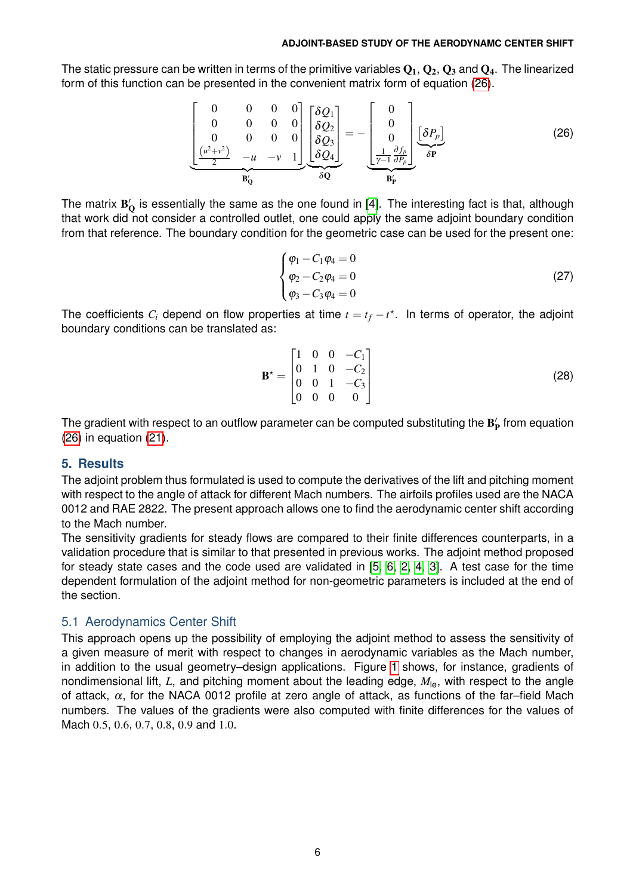The static pressure can be written in terms of the primitive variables $\mathbf{Q_1}$, $\mathbf{Q_2}$, $\mathbf{Q_3}$ and $\mathbf{Q_4}$. The linearized form of this function can be presented in the convenient matrix form of equation (26).

$$
\underbrace{\begin{bmatrix} 0 & 0 & 0 & 0 \\ 0 & 0 & 0 & 0 \\ 0 & 0 & 0 & 0 \\ \frac{(u^2+v^2)}{2} & -u & -v & 1 \end{bmatrix}}_{\mathbf{B'_Q}} \underbrace{\begin{bmatrix} \delta Q_1 \\ \delta Q_2 \\ \delta Q_3 \\ \delta Q_4 \end{bmatrix}}_{\delta\mathbf{Q}} = - \underbrace{\begin{bmatrix} 0 \\ 0 \\ 0 \\ \frac{1}{\gamma-1}\frac{\partial f_p}{\partial P_p} \end{bmatrix}}_{\mathbf{B'_P}} \underbrace{\begin{bmatrix} \delta P_p \end{bmatrix}}_{\delta\mathbf{P}} \tag{26}
$$

The matrix $\mathbf{B'_Q}$ is essentially the same as the one found in [4]. The interesting fact is that, although that work did not consider a controlled outlet, one could apply the same adjoint boundary condition from that reference. The boundary condition for the geometric case can be used for the present one:

$$
\begin{cases} \varphi_1 - C_1\varphi_4 = 0 \\ \varphi_2 - C_2\varphi_4 = 0 \\ \varphi_3 - C_3\varphi_4 = 0 \end{cases} \tag{27}
$$

The coefficients $C_i$ depend on flow properties at time $t = t_f - t^\star$. In terms of operator, the adjoint boundary conditions can be translated as:

$$
\mathbf{B}^\star = \begin{bmatrix} 1 & 0 & 0 & -C_1 \\ 0 & 1 & 0 & -C_2 \\ 0 & 0 & 1 & -C_3 \\ 0 & 0 & 0 & 0 \end{bmatrix} \tag{28}
$$

The gradient with respect to an outflow parameter can be computed substituting the $\mathbf{B'_P}$ from equation (26) in equation (21).

## 5. Results

The adjoint problem thus formulated is used to compute the derivatives of the lift and pitching moment with respect to the angle of attack for different Mach numbers. The airfoils profiles used are the NACA 0012 and RAE 2822. The present approach allows one to find the aerodynamic center shift according to the Mach number.

The sensitivity gradients for steady flows are compared to their finite differences counterparts, in a validation procedure that is similar to that presented in previous works. The adjoint method proposed for steady state cases and the code used are validated in [5, 6, 2, 4, 3]. A test case for the time dependent formulation of the adjoint method for non-geometric parameters is included at the end of the section.

### 5.1 Aerodynamics Center Shift

This approach opens up the possibility of employing the adjoint method to assess the sensitivity of a given measure of merit with respect to changes in aerodynamic variables as the Mach number, in addition to the usual geometry–design applications. Figure 1 shows, for instance, gradients of nondimensional lift, $L$, and pitching moment about the leading edge, $M_{\text{le}}$, with respect to the angle of attack, $\alpha$, for the NACA 0012 profile at zero angle of attack, as functions of the far–field Mach numbers. The values of the gradients were also computed with finite differences for the values of Mach $0.5$, $0.6$, $0.7$, $0.8$, $0.9$ and $1.0$.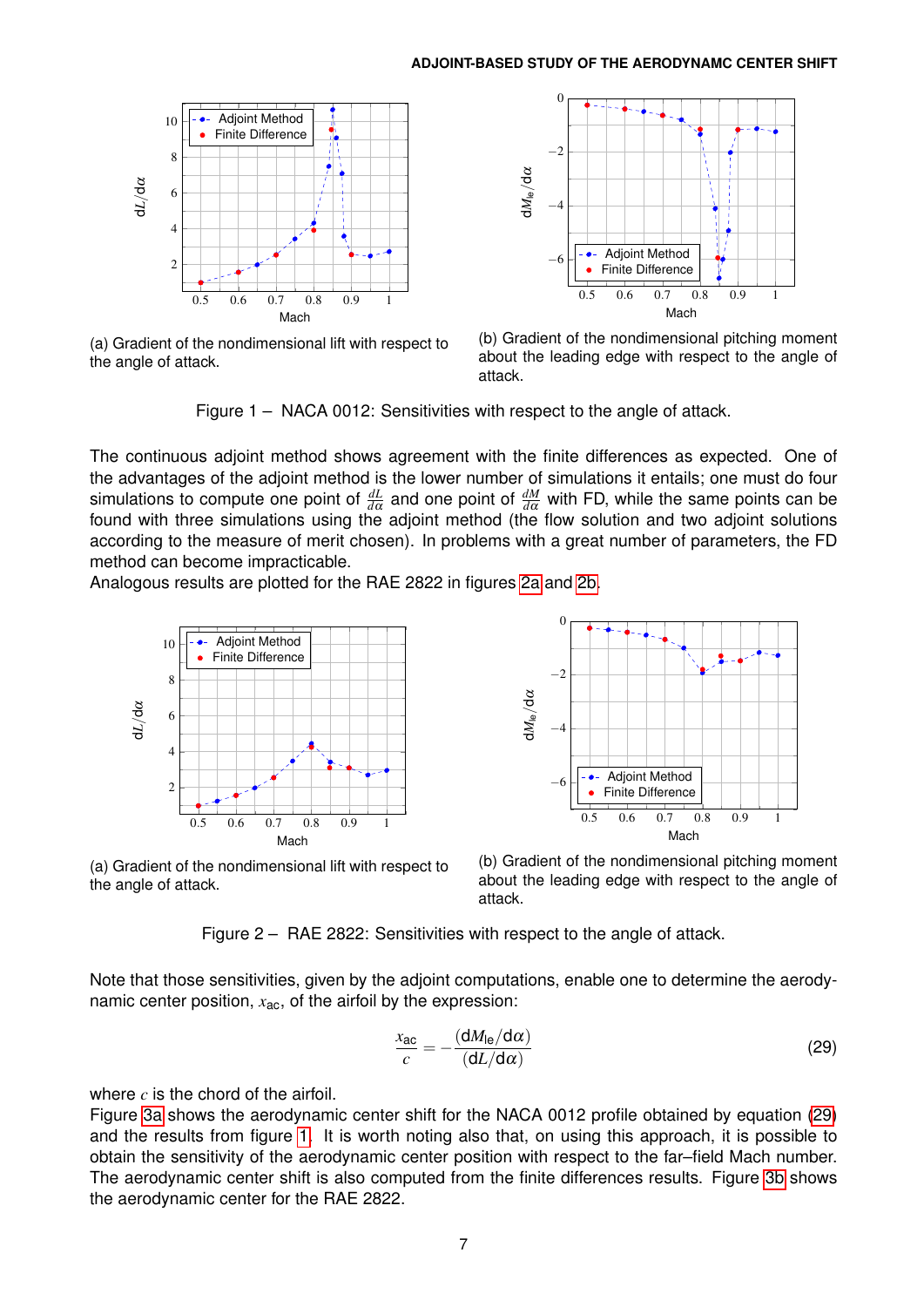(a) Gradient of the nondimensional lift with respect to the angle of attack.

(b) Gradient of the nondimensional pitching moment about the leading edge with respect to the angle of attack.

Figure 1 – NACA 0012: Sensitivities with respect to the angle of attack.

The continuous adjoint method shows agreement with the finite differences as expected. One of the advantages of the adjoint method is the lower number of simulations it entails; one must do four simulations to compute one point of $\frac{dL}{d\alpha}$ and one point of $\frac{dM}{d\alpha}$ with FD, while the same points can be found with three simulations using the adjoint method (the flow solution and two adjoint solutions according to the measure of merit chosen). In problems with a great number of parameters, the FD method can become impracticable.
Analogous results are plotted for the RAE 2822 in figures 2a and 2b.

(a) Gradient of the nondimensional lift with respect to the angle of attack.

(b) Gradient of the nondimensional pitching moment about the leading edge with respect to the angle of attack.

Figure 2 – RAE 2822: Sensitivities with respect to the angle of attack.

Note that those sensitivities, given by the adjoint computations, enable one to determine the aerodynamic center position, $x_{\text{ac}}$, of the airfoil by the expression:

$$\frac{x_{\text{ac}}}{c} = -\frac{(\mathrm{d}M_{\text{le}}/\mathrm{d}\alpha)}{(\mathrm{d}L/\mathrm{d}\alpha)} \tag{29}$$

where $c$ is the chord of the airfoil.
Figure 3a shows the aerodynamic center shift for the NACA 0012 profile obtained by equation (29) and the results from figure 1. It is worth noting also that, on using this approach, it is possible to obtain the sensitivity of the aerodynamic center position with respect to the far–field Mach number. The aerodynamic center shift is also computed from the finite differences results. Figure 3b shows the aerodynamic center for the RAE 2822.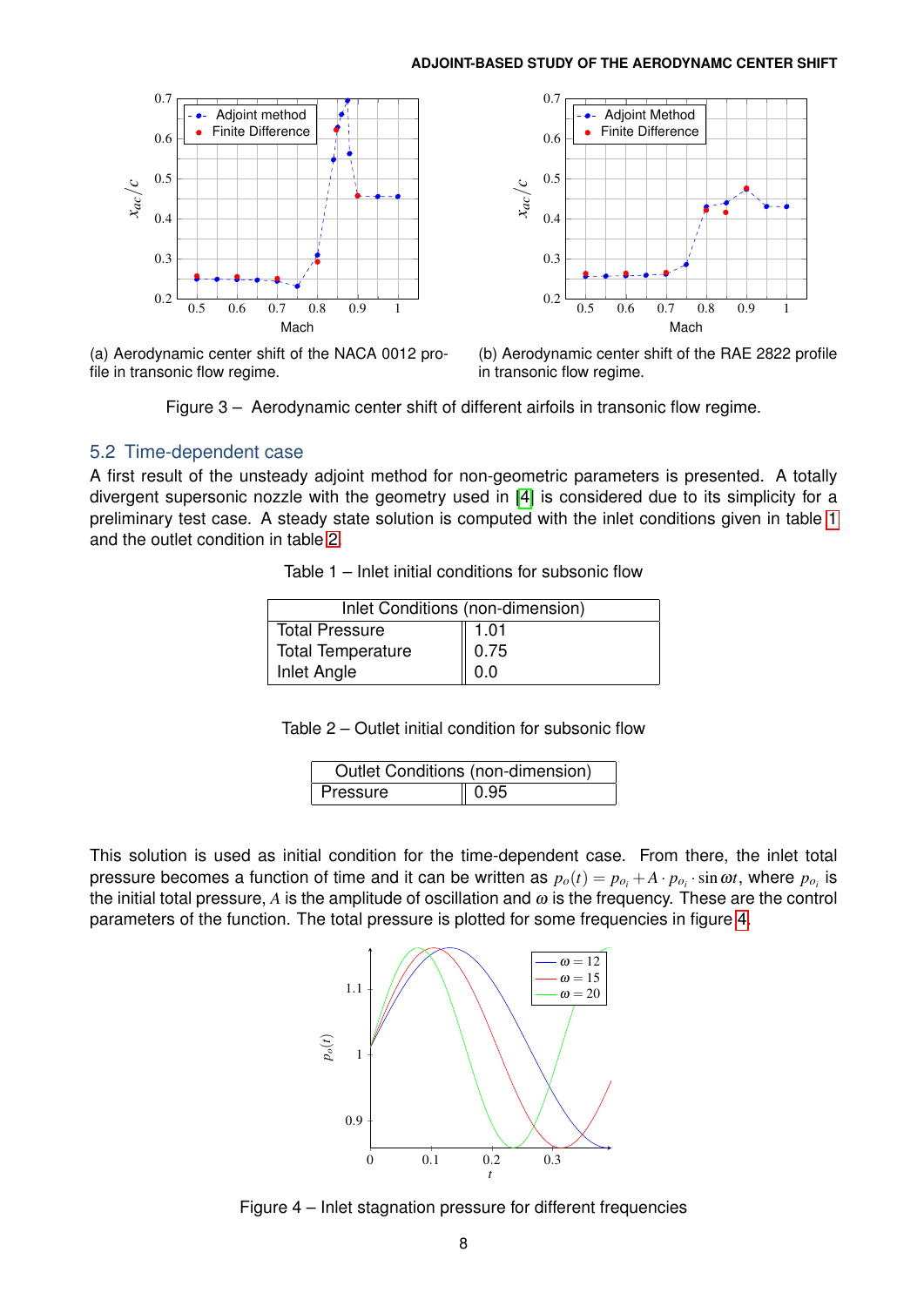(a) Aerodynamic center shift of the NACA 0012 profile in transonic flow regime.

(b) Aerodynamic center shift of the RAE 2822 profile in transonic flow regime.

Figure 3 – Aerodynamic center shift of different airfoils in transonic flow regime.

## 5.2 Time-dependent case

A first result of the unsteady adjoint method for non-geometric parameters is presented. A totally divergent supersonic nozzle with the geometry used in [4] is considered due to its simplicity for a preliminary test case. A steady state solution is computed with the inlet conditions given in table 1 and the outlet condition in table 2.

Table 1 – Inlet initial conditions for subsonic flow

| Inlet Conditions (non-dimension) | |
|---|---|
| Total Pressure | 1.01 |
| Total Temperature | 0.75 |
| Inlet Angle | 0.0 |

Table 2 – Outlet initial condition for subsonic flow

| Outlet Conditions (non-dimension) | |
|---|---|
| Pressure | 0.95 |

This solution is used as initial condition for the time-dependent case. From there, the inlet total pressure becomes a function of time and it can be written as $p_o(t) = p_{o_i} + A \cdot p_{o_i} \cdot \sin \omega t$, where $p_{o_i}$ is the initial total pressure, $A$ is the amplitude of oscillation and $\omega$ is the frequency. These are the control parameters of the function. The total pressure is plotted for some frequencies in figure 4.

Figure 4 – Inlet stagnation pressure for different frequencies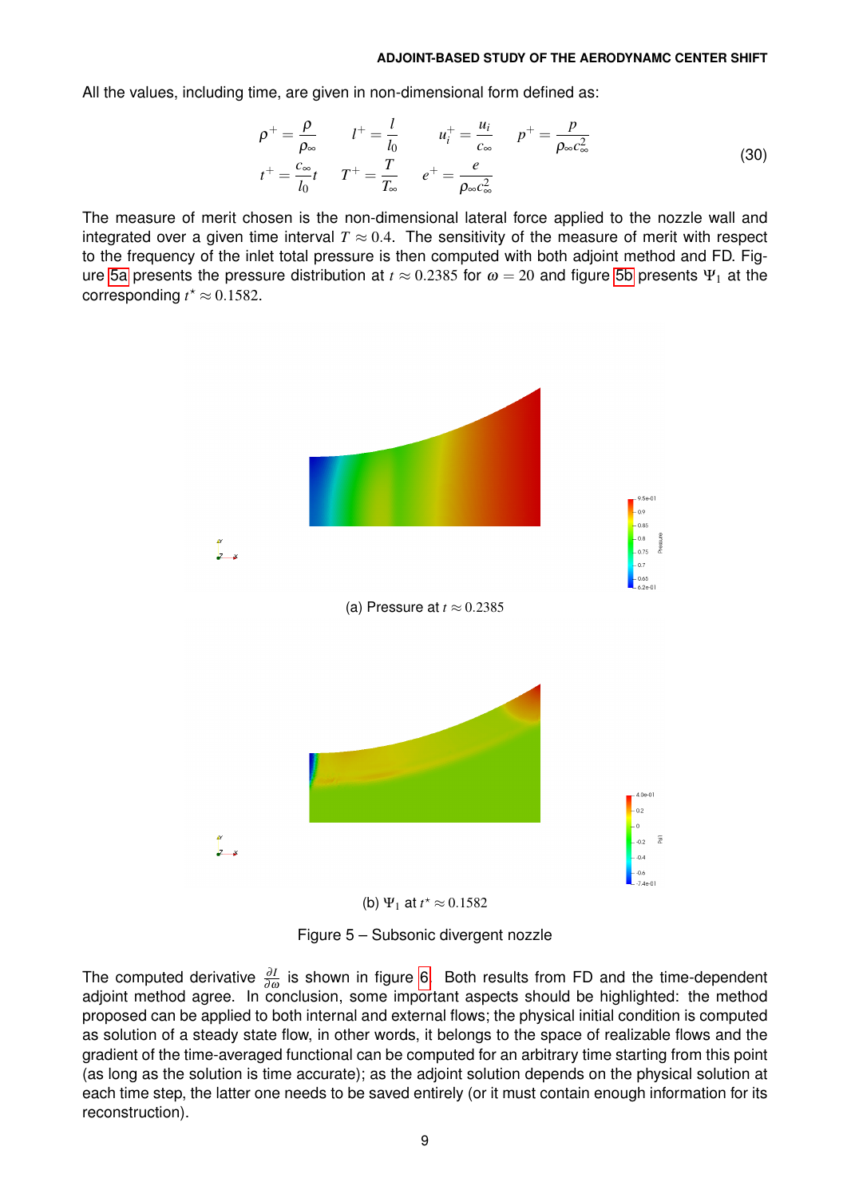All the values, including time, are given in non-dimensional form defined as:

$$
\begin{aligned}
&\rho^+ = \frac{\rho}{\rho_\infty} \qquad l^+ = \frac{l}{l_0} \qquad u_i^+ = \frac{u_i}{c_\infty} \qquad p^+ = \frac{p}{\rho_\infty c_\infty^2} \\
&t^+ = \frac{c_\infty}{l_0} t \qquad T^+ = \frac{T}{T_\infty} \qquad e^+ = \frac{e}{\rho_\infty c_\infty^2}
\end{aligned}
\tag{30}
$$

The measure of merit chosen is the non-dimensional lateral force applied to the nozzle wall and integrated over a given time interval $T \approx 0.4$. The sensitivity of the measure of merit with respect to the frequency of the inlet total pressure is then computed with both adjoint method and FD. Figure 5a presents the pressure distribution at $t \approx 0.2385$ for $\omega = 20$ and figure 5b presents $\Psi_1$ at the corresponding $t^\star \approx 0.1582$.

(a) Pressure at $t \approx 0.2385$

(b) $\Psi_1$ at $t^\star \approx 0.1582$

Figure 5 – Subsonic divergent nozzle

The computed derivative $\frac{\partial I}{\partial \omega}$ is shown in figure 6. Both results from FD and the time-dependent adjoint method agree. In conclusion, some important aspects should be highlighted: the method proposed can be applied to both internal and external flows; the physical initial condition is computed as solution of a steady state flow, in other words, it belongs to the space of realizable flows and the gradient of the time-averaged functional can be computed for an arbitrary time starting from this point (as long as the solution is time accurate); as the adjoint solution depends on the physical solution at each time step, the latter one needs to be saved entirely (or it must contain enough information for its reconstruction).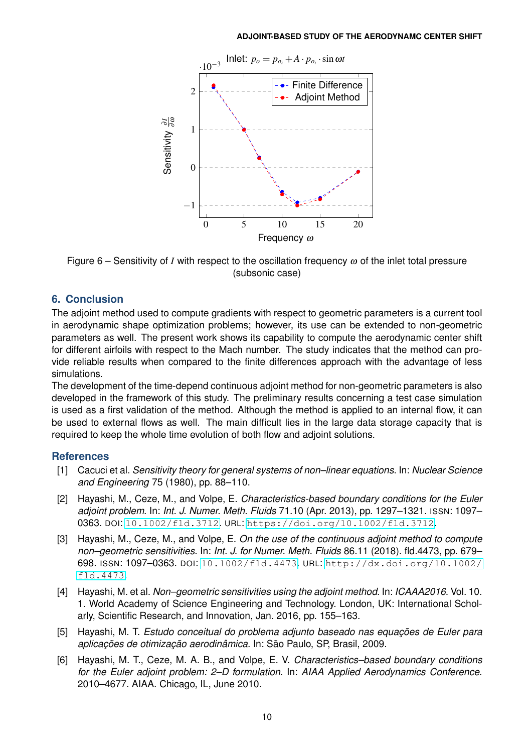Figure 6 – Sensitivity of $I$ with respect to the oscillation frequency $\omega$ of the inlet total pressure (subsonic case)

## 6. Conclusion

The adjoint method used to compute gradients with respect to geometric parameters is a current tool in aerodynamic shape optimization problems; however, its use can be extended to non-geometric parameters as well. The present work shows its capability to compute the aerodynamic center shift for different airfoils with respect to the Mach number. The study indicates that the method can provide reliable results when compared to the finite differences approach with the advantage of less simulations.

The development of the time-depend continuous adjoint method for non-geometric parameters is also developed in the framework of this study. The preliminary results concerning a test case simulation is used as a first validation of the method. Although the method is applied to an internal flow, it can be used to external flows as well. The main difficult lies in the large data storage capacity that is required to keep the whole time evolution of both flow and adjoint solutions.

## References

[1] Cacuci et al. *Sensitivity theory for general systems of non–linear equations*. In: *Nuclear Science and Engineering* 75 (1980), pp. 88–110.

[2] Hayashi, M., Ceze, M., and Volpe, E. *Characteristics-based boundary conditions for the Euler adjoint problem*. In: *Int. J. Numer. Meth. Fluids* 71.10 (Apr. 2013), pp. 1297–1321. ISSN: 1097–0363. DOI: 10.1002/fld.3712. URL: https://doi.org/10.1002/fld.3712.

[3] Hayashi, M., Ceze, M., and Volpe, E. *On the use of the continuous adjoint method to compute non–geometric sensitivities*. In: *Int. J. for Numer. Meth. Fluids* 86.11 (2018). fld.4473, pp. 679–698. ISSN: 1097–0363. DOI: 10.1002/fld.4473. URL: http://dx.doi.org/10.1002/fld.4473.

[4] Hayashi, M. et al. *Non–geometric sensitivities using the adjoint method*. In: *ICAAA2016*. Vol. 10. 1. World Academy of Science Engineering and Technology. London, UK: International Scholarly, Scientific Research, and Innovation, Jan. 2016, pp. 155–163.

[5] Hayashi, M. T. *Estudo conceitual do problema adjunto baseado nas equações de Euler para aplicações de otimização aerodinâmica*. In: São Paulo, SP, Brasil, 2009.

[6] Hayashi, M. T., Ceze, M. A. B., and Volpe, E. V. *Characteristics–based boundary conditions for the Euler adjoint problem: 2–D formulation*. In: *AIAA Applied Aerodynamics Conference*. 2010–4677. AIAA. Chicago, IL, June 2010.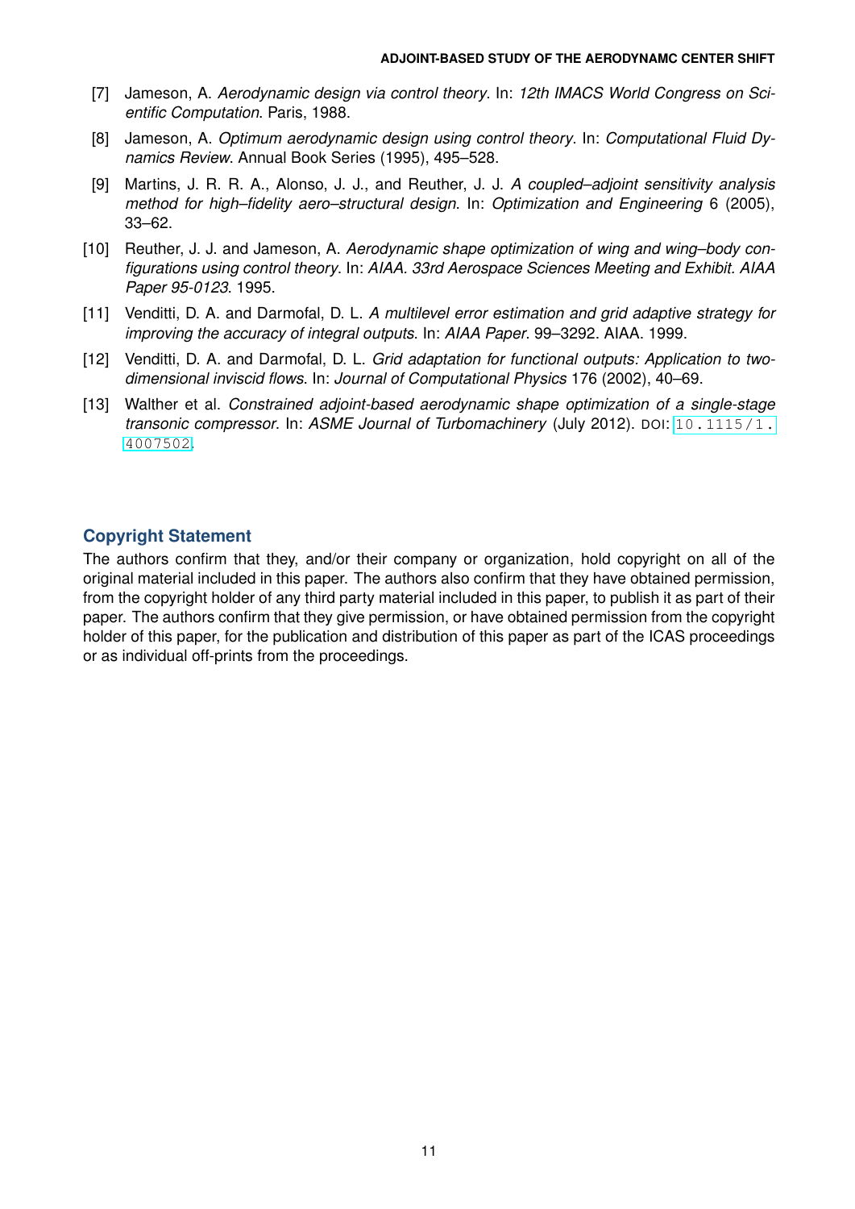[7] Jameson, A. *Aerodynamic design via control theory*. In: *12th IMACS World Congress on Scientific Computation*. Paris, 1988.

[8] Jameson, A. *Optimum aerodynamic design using control theory*. In: *Computational Fluid Dynamics Review*. Annual Book Series (1995), 495–528.

[9] Martins, J. R. R. A., Alonso, J. J., and Reuther, J. J. *A coupled–adjoint sensitivity analysis method for high–fidelity aero–structural design*. In: *Optimization and Engineering* 6 (2005), 33–62.

[10] Reuther, J. J. and Jameson, A. *Aerodynamic shape optimization of wing and wing–body configurations using control theory*. In: *AIAA. 33rd Aerospace Sciences Meeting and Exhibit. AIAA Paper 95-0123*. 1995.

[11] Venditti, D. A. and Darmofal, D. L. *A multilevel error estimation and grid adaptive strategy for improving the accuracy of integral outputs*. In: *AIAA Paper*. 99–3292. AIAA. 1999.

[12] Venditti, D. A. and Darmofal, D. L. *Grid adaptation for functional outputs: Application to two-dimensional inviscid flows*. In: *Journal of Computational Physics* 176 (2002), 40–69.

[13] Walther et al. *Constrained adjoint-based aerodynamic shape optimization of a single-stage transonic compressor*. In: *ASME Journal of Turbomachinery* (July 2012). DOI: 10.1115/1.4007502.

## Copyright Statement

The authors confirm that they, and/or their company or organization, hold copyright on all of the original material included in this paper. The authors also confirm that they have obtained permission, from the copyright holder of any third party material included in this paper, to publish it as part of their paper. The authors confirm that they give permission, or have obtained permission from the copyright holder of this paper, for the publication and distribution of this paper as part of the ICAS proceedings or as individual off-prints from the proceedings.